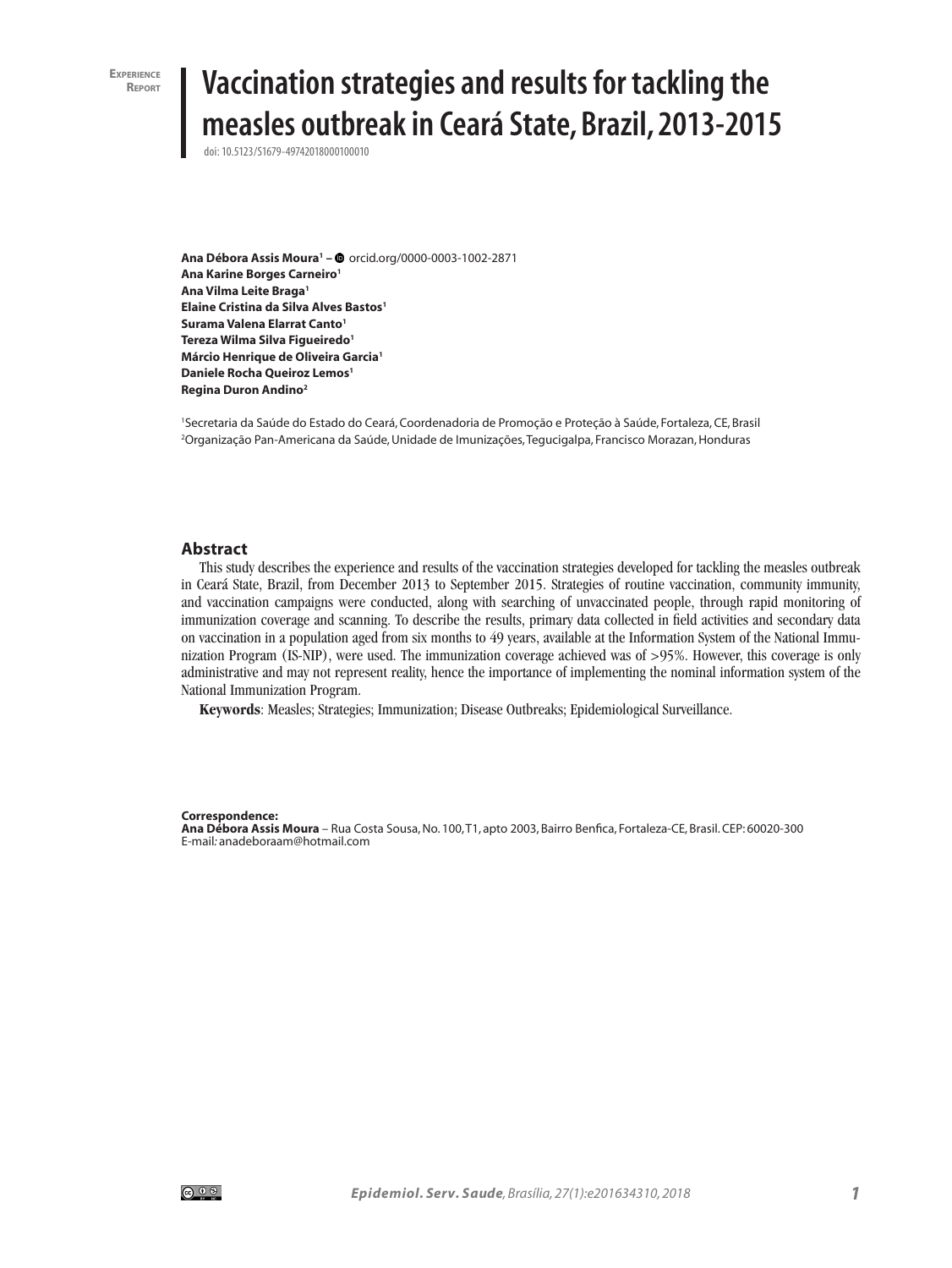Experience Report

# Vaccination strategies and results for tackling the measles outbreak in Ceará State, Brazil, 2013-2015

doi: 10.5123/S1679-49742018000100010

**Ana Débora Assis Moura**[1] – orcid.org/0000-0003-1002-2871
**Ana Karine Borges Carneiro**[1]
**Ana Vilma Leite Braga**[1]
**Elaine Cristina da Silva Alves Bastos**[1]
**Surama Valena Elarrat Canto**[1]
**Tereza Wilma Silva Figueiredo**[1]
**Márcio Henrique de Oliveira Garcia**[1]
**Daniele Rocha Queiroz Lemos**[1]
**Regina Duron Andino**[2]

[1]Secretaria da Saúde do Estado do Ceará, Coordenadoria de Promoção e Proteção à Saúde, Fortaleza, CE, Brasil
[2]Organização Pan-Americana da Saúde, Unidade de Imunizações, Tegucigalpa, Francisco Morazan, Honduras

## Abstract

This study describes the experience and results of the vaccination strategies developed for tackling the measles outbreak in Ceará State, Brazil, from December 2013 to September 2015. Strategies of routine vaccination, community immunity, and vaccination campaigns were conducted, along with searching of unvaccinated people, through rapid monitoring of immunization coverage and scanning. To describe the results, primary data collected in field activities and secondary data on vaccination in a population aged from six months to 49 years, available at the Information System of the National Immunization Program (IS-NIP), were used. The immunization coverage achieved was of >95%. However, this coverage is only administrative and may not represent reality, hence the importance of implementing the nominal information system of the National Immunization Program.

**Keywords**: Measles; Strategies; Immunization; Disease Outbreaks; Epidemiological Surveillance.

**Correspondence:**
**Ana Débora Assis Moura** – Rua Costa Sousa, No. 100, T1, apto 2003, Bairro Benfica, Fortaleza-CE, Brasil. CEP: 60020-300
E-mail: anadeboraam@hotmail.com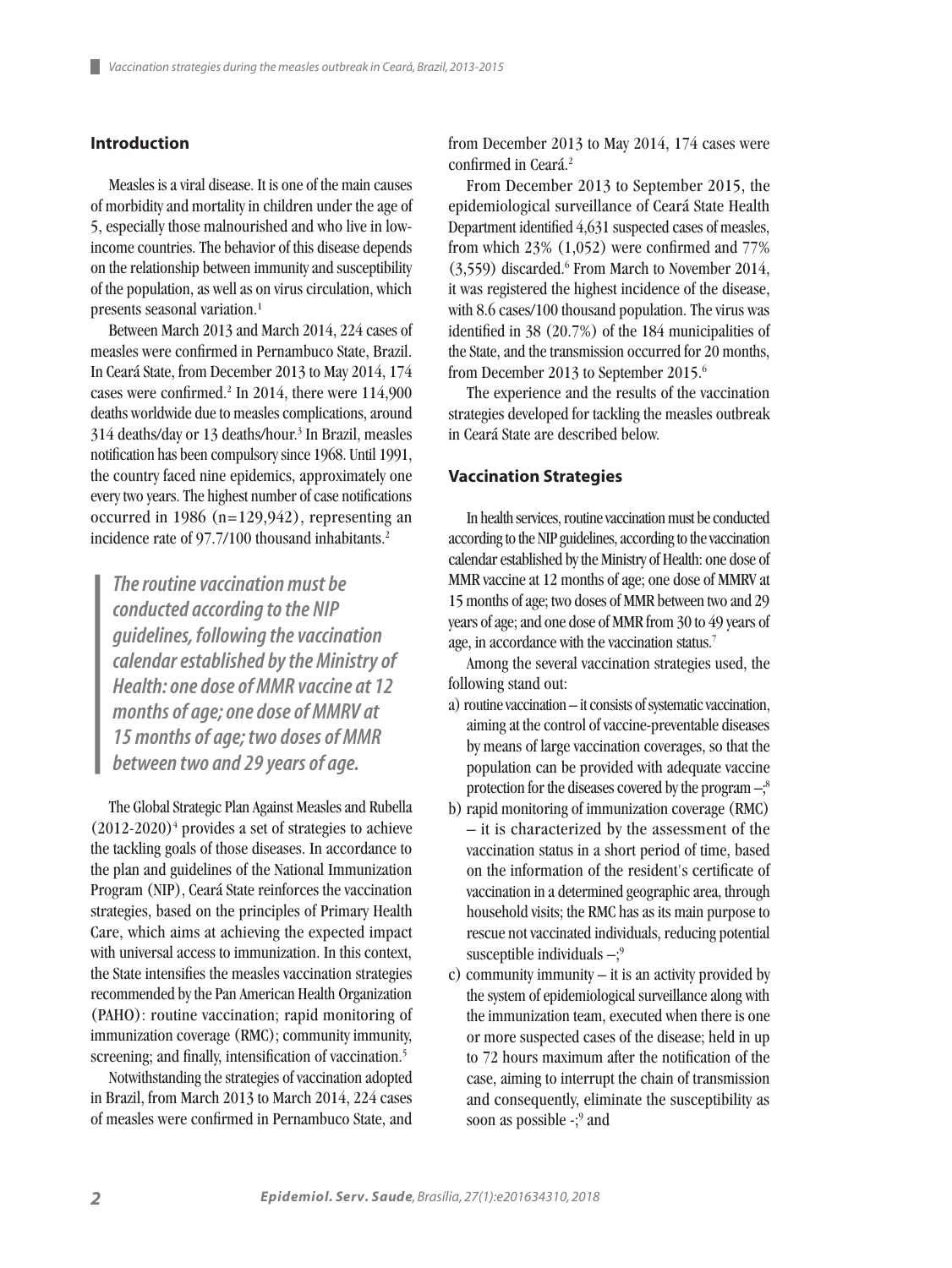## Introduction

Measles is a viral disease. It is one of the main causes of morbidity and mortality in children under the age of 5, especially those malnourished and who live in low-income countries. The behavior of this disease depends on the relationship between immunity and susceptibility of the population, as well as on virus circulation, which presents seasonal variation.[1]

Between March 2013 and March 2014, 224 cases of measles were confirmed in Pernambuco State, Brazil. In Ceará State, from December 2013 to May 2014, 174 cases were confirmed.[2] In 2014, there were 114,900 deaths worldwide due to measles complications, around 314 deaths/day or 13 deaths/hour.[3] In Brazil, measles notification has been compulsory since 1968. Until 1991, the country faced nine epidemics, approximately one every two years. The highest number of case notifications occurred in 1986 (n=129,942), representing an incidence rate of 97.7/100 thousand inhabitants.[2]

> ***The routine vaccination must be conducted according to the NIP guidelines, following the vaccination calendar established by the Ministry of Health: one dose of MMR vaccine at 12 months of age; one dose of MMRV at 15 months of age; two doses of MMR between two and 29 years of age.***

The Global Strategic Plan Against Measles and Rubella (2012-2020)[4] provides a set of strategies to achieve the tackling goals of those diseases. In accordance to the plan and guidelines of the National Immunization Program (NIP), Ceará State reinforces the vaccination strategies, based on the principles of Primary Health Care, which aims at achieving the expected impact with universal access to immunization. In this context, the State intensifies the measles vaccination strategies recommended by the Pan American Health Organization (PAHO): routine vaccination; rapid monitoring of immunization coverage (RMC); community immunity, screening; and finally, intensification of vaccination.[5]

Notwithstanding the strategies of vaccination adopted in Brazil, from March 2013 to March 2014, 224 cases of measles were confirmed in Pernambuco State, and from December 2013 to May 2014, 174 cases were confirmed in Ceará.[2]

From December 2013 to September 2015, the epidemiological surveillance of Ceará State Health Department identified 4,631 suspected cases of measles, from which 23% (1,052) were confirmed and 77% (3,559) discarded.[6] From March to November 2014, it was registered the highest incidence of the disease, with 8.6 cases/100 thousand population. The virus was identified in 38 (20.7%) of the 184 municipalities of the State, and the transmission occurred for 20 months, from December 2013 to September 2015.[6]

The experience and the results of the vaccination strategies developed for tackling the measles outbreak in Ceará State are described below.

## Vaccination Strategies

In health services, routine vaccination must be conducted according to the NIP guidelines, according to the vaccination calendar established by the Ministry of Health: one dose of MMR vaccine at 12 months of age; one dose of MMRV at 15 months of age; two doses of MMR between two and 29 years of age; and one dose of MMR from 30 to 49 years of age, in accordance with the vaccination status.[7]

Among the several vaccination strategies used, the following stand out:

a) routine vaccination – it consists of systematic vaccination, aiming at the control of vaccine-preventable diseases by means of large vaccination coverages, so that the population can be provided with adequate vaccine protection for the diseases covered by the program –;[8]
b) rapid monitoring of immunization coverage (RMC) – it is characterized by the assessment of the vaccination status in a short period of time, based on the information of the resident's certificate of vaccination in a determined geographic area, through household visits; the RMC has as its main purpose to rescue not vaccinated individuals, reducing potential susceptible individuals –;[9]
c) community immunity – it is an activity provided by the system of epidemiological surveillance along with the immunization team, executed when there is one or more suspected cases of the disease; held in up to 72 hours maximum after the notification of the case, aiming to interrupt the chain of transmission and consequently, eliminate the susceptibility as soon as possible -;[9] and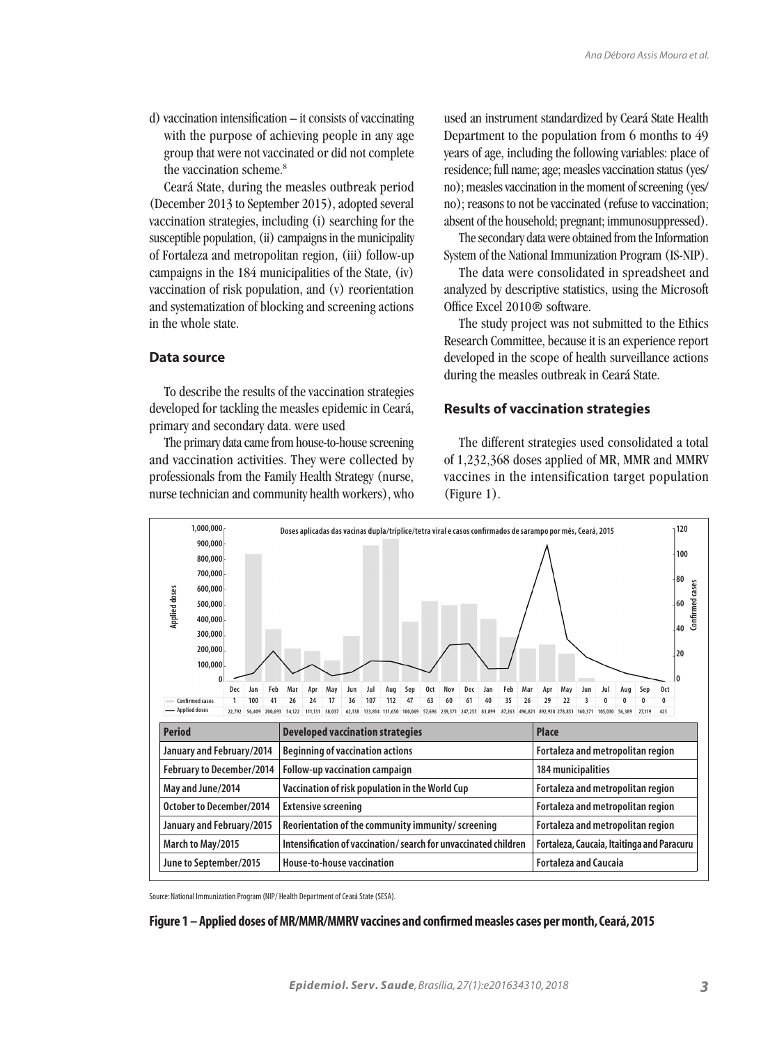d) vaccination intensification – it consists of vaccinating with the purpose of achieving people in any age group that were not vaccinated or did not complete the vaccination scheme.[8]

Ceará State, during the measles outbreak period (December 2013 to September 2015), adopted several vaccination strategies, including (i) searching for the susceptible population, (ii) campaigns in the municipality of Fortaleza and metropolitan region, (iii) follow-up campaigns in the 184 municipalities of the State, (iv) vaccination of risk population, and (v) reorientation and systematization of blocking and screening actions in the whole state.

## Data source

To describe the results of the vaccination strategies developed for tackling the measles epidemic in Ceará, primary and secondary data. were used

The primary data came from house-to-house screening and vaccination activities. They were collected by professionals from the Family Health Strategy (nurse, nurse technician and community health workers), who used an instrument standardized by Ceará State Health Department to the population from 6 months to 49 years of age, including the following variables: place of residence; full name; age; measles vaccination status (yes/no); measles vaccination in the moment of screening (yes/no); reasons to not be vaccinated (refuse to vaccination; absent of the household; pregnant; immunosuppressed).

The secondary data were obtained from the Information System of the National Immunization Program (IS-NIP).

The data were consolidated in spreadsheet and analyzed by descriptive statistics, using the Microsoft Office Excel 2010® software.

The study project was not submitted to the Ethics Research Committee, because it is an experience report developed in the scope of health surveillance actions during the measles outbreak in Ceará State.

## Results of vaccination strategies

The different strategies used consolidated a total of 1,232,368 doses applied of MR, MMR and MMRV vaccines in the intensification target population (Figure 1).

Doses aplicadas das vacinas dupla/tríplice/tetra viral e casos confirmados de sarampo por mês, Ceará, 2015

| | Dec | Jan | Feb | Mar | Apr | May | Jun | Jul | Aug | Sep | Oct | Nov | Dec | Jan | Feb | Mar | Apr | May | Jun | Jul | Aug | Sep | Oct |
|---|---|---|---|---|---|---|---|---|---|---|---|---|---|---|---|---|---|---|---|---|---|---|---|
| Confirmed cases | 1 | 100 | 41 | 26 | 24 | 17 | 36 | 107 | 112 | 47 | 63 | 60 | 61 | 40 | 35 | 26 | 29 | 22 | 3 | 0 | 0 | 0 | 0 |
| Applied doses | 22,792 | 56,409 | 200,693 | 54,122 | 111,131 | 38,037 | 62,138 | 133,814 | 131,650 | 100,069 | 57,696 | 239,371 | 247,255 | 83,899 | 87,263 | 496,821 | 892,938 | 278,853 | 160,371 | 105,030 | 56,389 | 27,119 | 423 |

| Period | Developed vaccination strategies | Place |
|---|---|---|
| January and February/2014 | Beginning of vaccination actions | Fortaleza and metropolitan region |
| February to December/2014 | Follow-up vaccination campaign | 184 municipalities |
| May and June/2014 | Vaccination of risk population in the World Cup | Fortaleza and metropolitan region |
| October to December/2014 | Extensive screening | Fortaleza and metropolitan region |
| January and February/2015 | Reorientation of the community immunity/ screening | Fortaleza and metropolitan region |
| March to May/2015 | Intensification of vaccination/ search for unvaccinated children | Fortaleza, Caucaia, Itaitinga and Paracuru |
| June to September/2015 | House-to-house vaccination | Fortaleza and Caucaia |

Source: National Immunization Program (NIP/ Health Department of Ceará State (SESA).

**Figure 1 – Applied doses of MR/MMR/MMRV vaccines and confirmed measles cases per month, Ceará, 2015**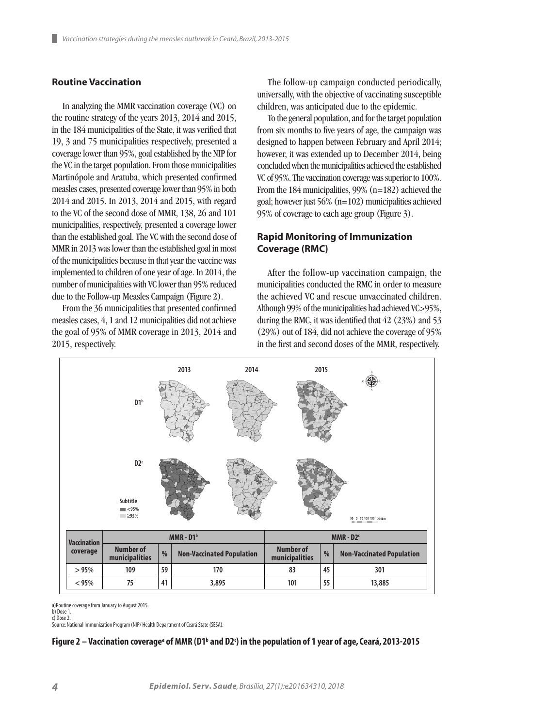## Routine Vaccination

In analyzing the MMR vaccination coverage (VC) on the routine strategy of the years 2013, 2014 and 2015, in the 184 municipalities of the State, it was verified that 19, 3 and 75 municipalities respectively, presented a coverage lower than 95%, goal established by the NIP for the VC in the target population. From those municipalities Martinópole and Aratuba, which presented confirmed measles cases, presented coverage lower than 95% in both 2014 and 2015. In 2013, 2014 and 2015, with regard to the VC of the second dose of MMR, 138, 26 and 101 municipalities, respectively, presented a coverage lower than the established goal. The VC with the second dose of MMR in 2013 was lower than the established goal in most of the municipalities because in that year the vaccine was implemented to children of one year of age. In 2014, the number of municipalities with VC lower than 95% reduced due to the Follow-up Measles Campaign (Figure 2).

From the 36 municipalities that presented confirmed measles cases, 4, 1 and 12 municipalities did not achieve the goal of 95% of MMR coverage in 2013, 2014 and 2015, respectively.

The follow-up campaign conducted periodically, universally, with the objective of vaccinating susceptible children, was anticipated due to the epidemic.

To the general population, and for the target population from six months to five years of age, the campaign was designed to happen between February and April 2014; however, it was extended up to December 2014, being concluded when the municipalities achieved the established VC of 95%. The vaccination coverage was superior to 100%. From the 184 municipalities, 99% (n=182) achieved the goal; however just 56% (n=102) municipalities achieved 95% of coverage to each age group (Figure 3).

## Rapid Monitoring of Immunization Coverage (RMC)

After the follow-up vaccination campaign, the municipalities conducted the RMC in order to measure the achieved VC and rescue unvaccinated children. Although 99% of the municipalities had achieved VC>95%, during the RMC, it was identified that 42 (23%) and 53 (29%) out of 184, did not achieve the coverage of 95% in the first and second doses of the MMR, respectively.

2013 2014 2015

D1[b]

D2[c]

Subtitle
<95%
≥95%

| Vaccination coverage | MMR - D1[b] | | | MMR - D2[c] | | |
|---|---|---|---|---|---|---|
| | Number of municipalities | % | Non-Vaccinated Population | Number of municipalities | % | Non-Vaccinated Population |
| > 95% | 109 | 59 | 170 | 83 | 45 | 301 |
| < 95% | 75 | 41 | 3,895 | 101 | 55 | 13,885 |

a) Routine coverage from January to August 2015.
b) Dose 1.
c) Dose 2.
Source: National Immunization Program (NIP/ Health Department of Ceará State (SESA).

**Figure 2 – Vaccination coverage[a] of MMR (D1[b] and D2[c]) in the population of 1 year of age, Ceará, 2013-2015**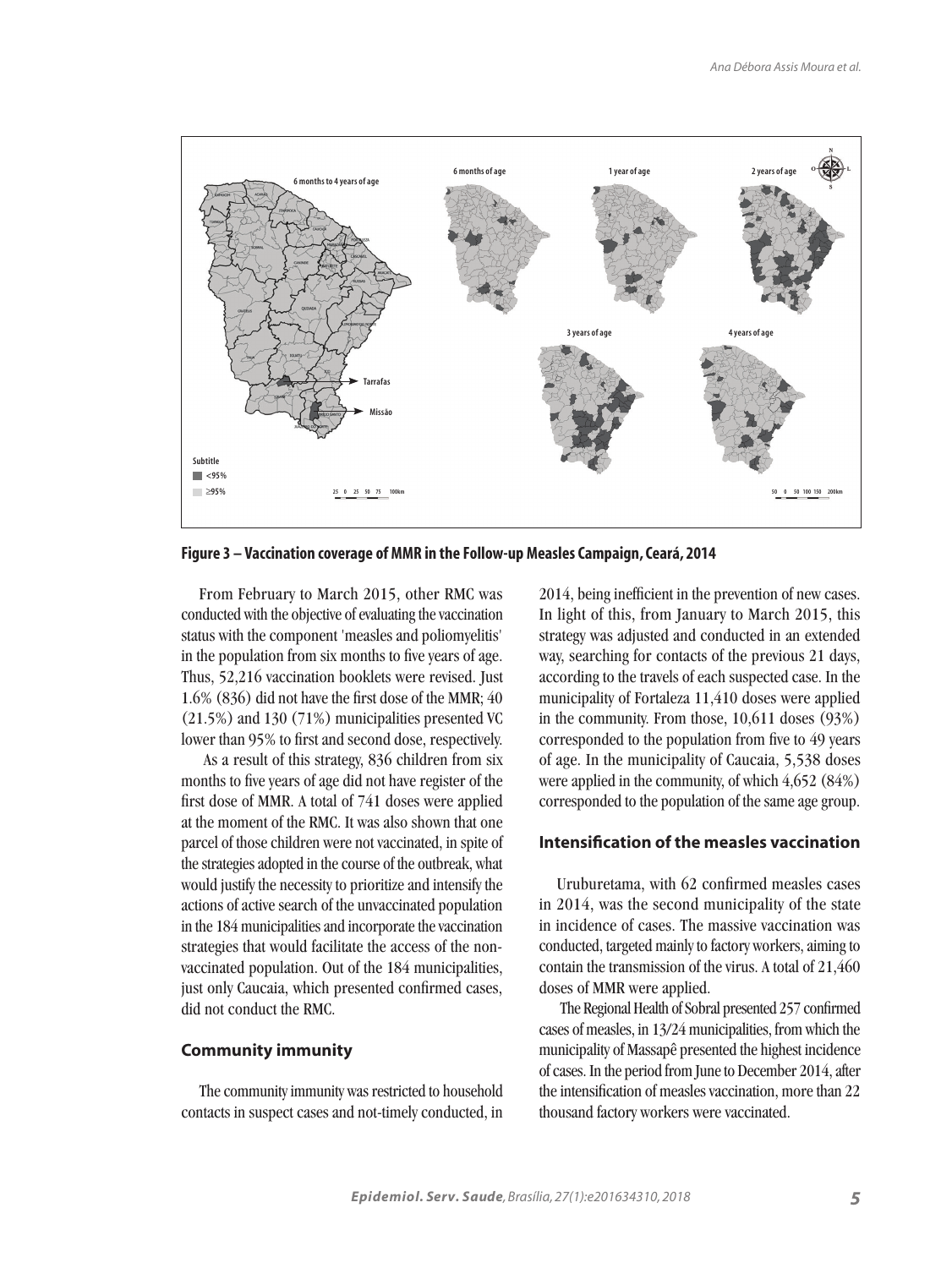**Figure 3 – Vaccination coverage of MMR in the Follow-up Measles Campaign, Ceará, 2014**

From February to March 2015, other RMC was conducted with the objective of evaluating the vaccination status with the component 'measles and poliomyelitis' in the population from six months to five years of age. Thus, 52,216 vaccination booklets were revised. Just 1.6% (836) did not have the first dose of the MMR; 40 (21.5%) and 130 (71%) municipalities presented VC lower than 95% to first and second dose, respectively.

As a result of this strategy, 836 children from six months to five years of age did not have register of the first dose of MMR. A total of 741 doses were applied at the moment of the RMC. It was also shown that one parcel of those children were not vaccinated, in spite of the strategies adopted in the course of the outbreak, what would justify the necessity to prioritize and intensify the actions of active search of the unvaccinated population in the 184 municipalities and incorporate the vaccination strategies that would facilitate the access of the non-vaccinated population. Out of the 184 municipalities, just only Caucaia, which presented confirmed cases, did not conduct the RMC.

## Community immunity

The community immunity was restricted to household contacts in suspect cases and not-timely conducted, in 2014, being inefficient in the prevention of new cases. In light of this, from January to March 2015, this strategy was adjusted and conducted in an extended way, searching for contacts of the previous 21 days, according to the travels of each suspected case. In the municipality of Fortaleza 11,410 doses were applied in the community. From those, 10,611 doses (93%) corresponded to the population from five to 49 years of age. In the municipality of Caucaia, 5,538 doses were applied in the community, of which 4,652 (84%) corresponded to the population of the same age group.

## Intensification of the measles vaccination

Uruburetama, with 62 confirmed measles cases in 2014, was the second municipality of the state in incidence of cases. The massive vaccination was conducted, targeted mainly to factory workers, aiming to contain the transmission of the virus. A total of 21,460 doses of MMR were applied.

The Regional Health of Sobral presented 257 confirmed cases of measles, in 13/24 municipalities, from which the municipality of Massapê presented the highest incidence of cases. In the period from June to December 2014, after the intensification of measles vaccination, more than 22 thousand factory workers were vaccinated.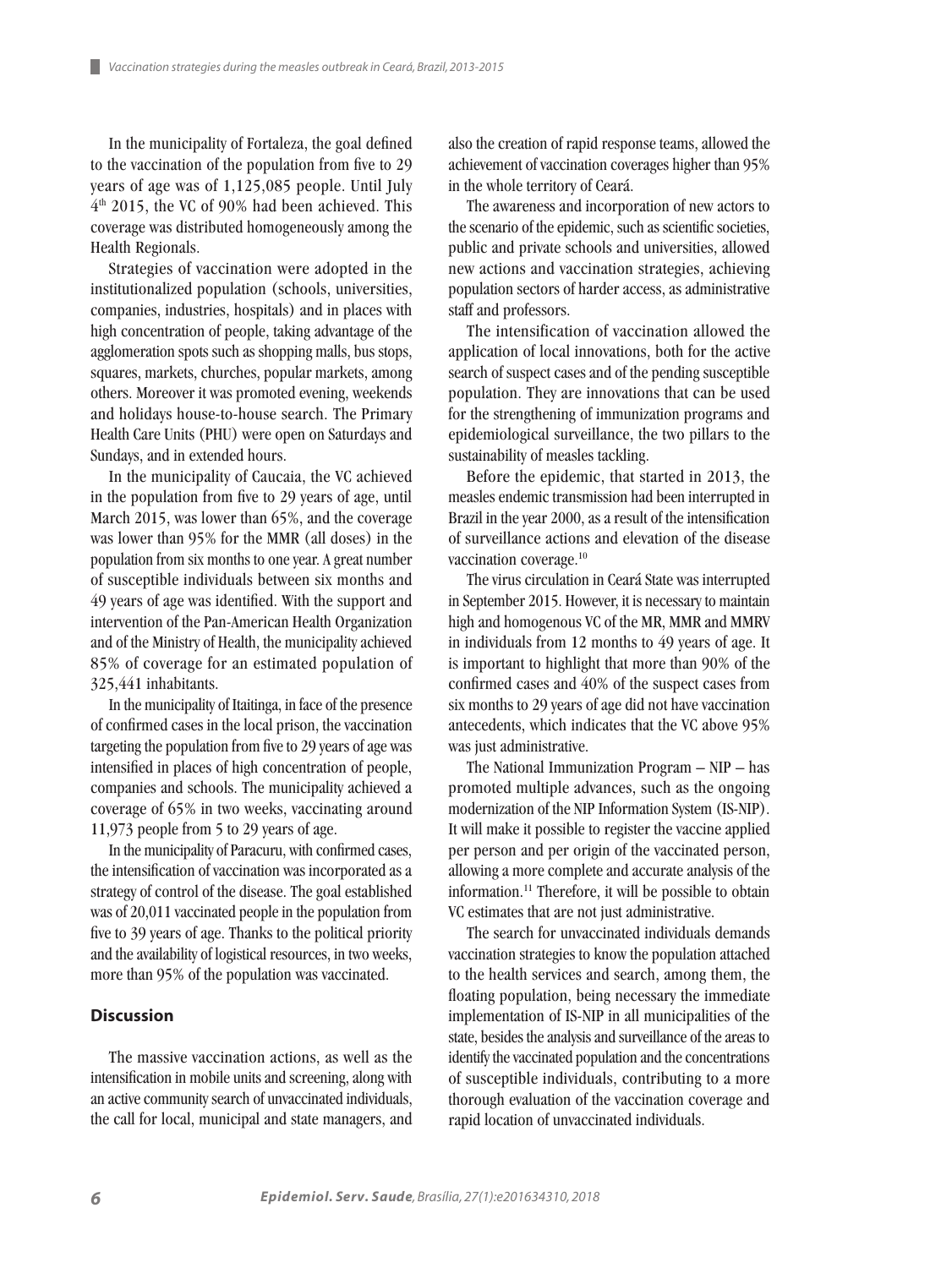In the municipality of Fortaleza, the goal defined to the vaccination of the population from five to 29 years of age was of 1,125,085 people. Until July 4th 2015, the VC of 90% had been achieved. This coverage was distributed homogeneously among the Health Regionals.

Strategies of vaccination were adopted in the institutionalized population (schools, universities, companies, industries, hospitals) and in places with high concentration of people, taking advantage of the agglomeration spots such as shopping malls, bus stops, squares, markets, churches, popular markets, among others. Moreover it was promoted evening, weekends and holidays house-to-house search. The Primary Health Care Units (PHU) were open on Saturdays and Sundays, and in extended hours.

In the municipality of Caucaia, the VC achieved in the population from five to 29 years of age, until March 2015, was lower than 65%, and the coverage was lower than 95% for the MMR (all doses) in the population from six months to one year. A great number of susceptible individuals between six months and 49 years of age was identified. With the support and intervention of the Pan-American Health Organization and of the Ministry of Health, the municipality achieved 85% of coverage for an estimated population of 325,441 inhabitants.

In the municipality of Itaitinga, in face of the presence of confirmed cases in the local prison, the vaccination targeting the population from five to 29 years of age was intensified in places of high concentration of people, companies and schools. The municipality achieved a coverage of 65% in two weeks, vaccinating around 11,973 people from 5 to 29 years of age.

In the municipality of Paracuru, with confirmed cases, the intensification of vaccination was incorporated as a strategy of control of the disease. The goal established was of 20,011 vaccinated people in the population from five to 39 years of age. Thanks to the political priority and the availability of logistical resources, in two weeks, more than 95% of the population was vaccinated.

## Discussion

The massive vaccination actions, as well as the intensification in mobile units and screening, along with an active community search of unvaccinated individuals, the call for local, municipal and state managers, and also the creation of rapid response teams, allowed the achievement of vaccination coverages higher than 95% in the whole territory of Ceará.

The awareness and incorporation of new actors to the scenario of the epidemic, such as scientific societies, public and private schools and universities, allowed new actions and vaccination strategies, achieving population sectors of harder access, as administrative staff and professors.

The intensification of vaccination allowed the application of local innovations, both for the active search of suspect cases and of the pending susceptible population. They are innovations that can be used for the strengthening of immunization programs and epidemiological surveillance, the two pillars to the sustainability of measles tackling.

Before the epidemic, that started in 2013, the measles endemic transmission had been interrupted in Brazil in the year 2000, as a result of the intensification of surveillance actions and elevation of the disease vaccination coverage.[10]

The virus circulation in Ceará State was interrupted in September 2015. However, it is necessary to maintain high and homogenous VC of the MR, MMR and MMRV in individuals from 12 months to 49 years of age. It is important to highlight that more than 90% of the confirmed cases and 40% of the suspect cases from six months to 29 years of age did not have vaccination antecedents, which indicates that the VC above 95% was just administrative.

The National Immunization Program – NIP – has promoted multiple advances, such as the ongoing modernization of the NIP Information System (IS-NIP). It will make it possible to register the vaccine applied per person and per origin of the vaccinated person, allowing a more complete and accurate analysis of the information.[11] Therefore, it will be possible to obtain VC estimates that are not just administrative.

The search for unvaccinated individuals demands vaccination strategies to know the population attached to the health services and search, among them, the floating population, being necessary the immediate implementation of IS-NIP in all municipalities of the state, besides the analysis and surveillance of the areas to identify the vaccinated population and the concentrations of susceptible individuals, contributing to a more thorough evaluation of the vaccination coverage and rapid location of unvaccinated individuals.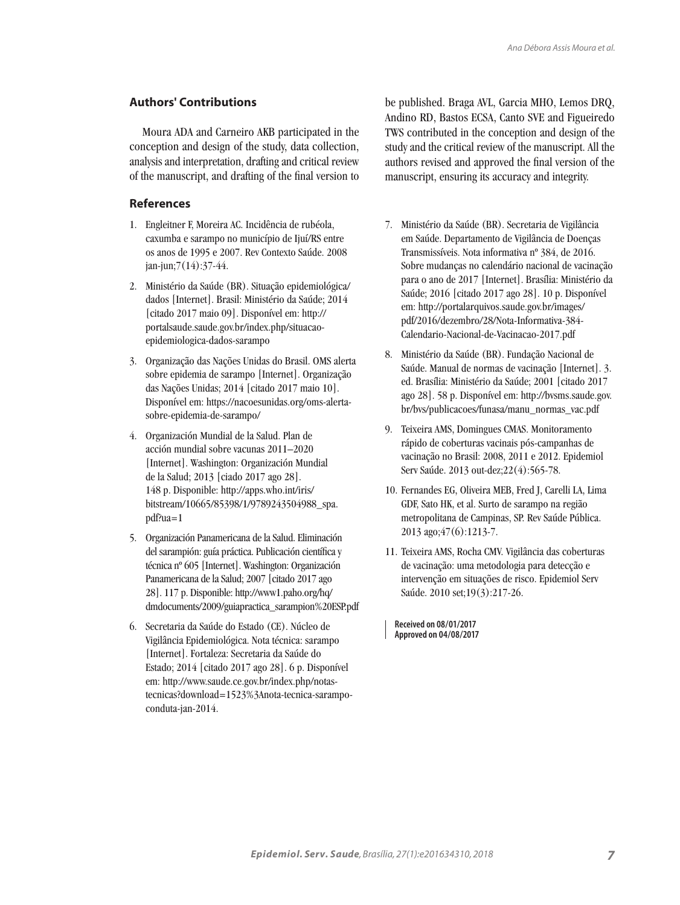## Authors' Contributions

Moura ADA and Carneiro AKB participated in the conception and design of the study, data collection, analysis and interpretation, drafting and critical review of the manuscript, and drafting of the final version to be published. Braga AVL, Garcia MHO, Lemos DRQ, Andino RD, Bastos ECSA, Canto SVE and Figueiredo TWS contributed in the conception and design of the study and the critical review of the manuscript. All the authors revised and approved the final version of the manuscript, ensuring its accuracy and integrity.

## References

1. Engleitner F, Moreira AC. Incidência de rubéola, caxumba e sarampo no município de Ijuí/RS entre os anos de 1995 e 2007. Rev Contexto Saúde. 2008 jan-jun;7(14):37-44.
2. Ministério da Saúde (BR). Situação epidemiológica/ dados [Internet]. Brasil: Ministério da Saúde; 2014 [citado 2017 maio 09]. Disponível em: http://portalsaude.saude.gov.br/index.php/situacao-epidemiologica-dados-sarampo
3. Organização das Nações Unidas do Brasil. OMS alerta sobre epidemia de sarampo [Internet]. Organização das Nações Unidas; 2014 [citado 2017 maio 10]. Disponível em: https://nacoesunidas.org/oms-alerta-sobre-epidemia-de-sarampo/
4. Organización Mundial de la Salud. Plan de acción mundial sobre vacunas 2011–2020 [Internet]. Washington: Organización Mundial de la Salud; 2013 [ciado 2017 ago 28]. 148 p. Disponible: http://apps.who.int/iris/bitstream/10665/85398/1/9789243504988_spa.pdf?ua=1
5. Organización Panamericana de la Salud. Eliminación del sarampión: guía práctica. Publicación científica y técnica nº 605 [Internet]. Washington: Organización Panamericana de la Salud; 2007 [citado 2017 ago 28]. 117 p. Disponible: http://www1.paho.org/hq/dmdocuments/2009/guiapractica_sarampion%20ESP.pdf
6. Secretaria da Saúde do Estado (CE). Núcleo de Vigilância Epidemiológica. Nota técnica: sarampo [Internet]. Fortaleza: Secretaria da Saúde do Estado; 2014 [citado 2017 ago 28]. 6 p. Disponível em: http://www.saude.ce.gov.br/index.php/notas-tecnicas?download=1523%3Anota-tecnica-sarampo-conduta-jan-2014.
7. Ministério da Saúde (BR). Secretaria de Vigilância em Saúde. Departamento de Vigilância de Doenças Transmissíveis. Nota informativa nº 384, de 2016. Sobre mudanças no calendário nacional de vacinação para o ano de 2017 [Internet]. Brasília: Ministério da Saúde; 2016 [citado 2017 ago 28]. 10 p. Disponível em: http://portalarquivos.saude.gov.br/images/pdf/2016/dezembro/28/Nota-Informativa-384-Calendario-Nacional-de-Vacinacao-2017.pdf
8. Ministério da Saúde (BR). Fundação Nacional de Saúde. Manual de normas de vacinação [Internet]. 3. ed. Brasília: Ministério da Saúde; 2001 [citado 2017 ago 28]. 58 p. Disponível em: http://bvsms.saude.gov.br/bvs/publicacoes/funasa/manu_normas_vac.pdf
9. Teixeira AMS, Domingues CMAS. Monitoramento rápido de coberturas vacinais pós-campanhas de vacinação no Brasil: 2008, 2011 e 2012. Epidemiol Serv Saúde. 2013 out-dez;22(4):565-78.
10. Fernandes EG, Oliveira MEB, Fred J, Carelli LA, Lima GDF, Sato HK, et al. Surto de sarampo na região metropolitana de Campinas, SP. Rev Saúde Pública. 2013 ago;47(6):1213-7.
11. Teixeira AMS, Rocha CMV. Vigilância das coberturas de vacinação: uma metodologia para detecção e intervenção em situações de risco. Epidemiol Serv Saúde. 2010 set;19(3):217-26.

**Received on 08/01/2017**
**Approved on 04/08/2017**